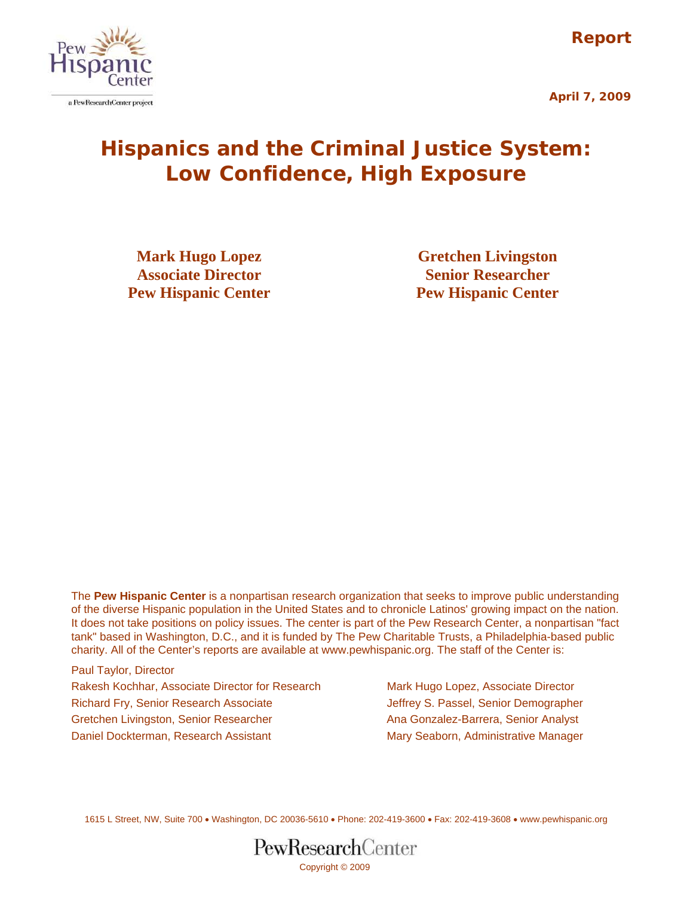Pew Hispanic Center

a PewResearchCenter project

**Report**

**April 7, 2009**

# Hispanics and the Criminal Justice System: Low Confidence, High Exposure

**Mark Hugo Lopez**
**Associate Director**
**Pew Hispanic Center**

**Gretchen Livingston**
**Senior Researcher**
**Pew Hispanic Center**

The **Pew Hispanic Center** is a nonpartisan research organization that seeks to improve public understanding of the diverse Hispanic population in the United States and to chronicle Latinos' growing impact on the nation. It does not take positions on policy issues. The center is part of the Pew Research Center, a nonpartisan "fact tank" based in Washington, D.C., and it is funded by The Pew Charitable Trusts, a Philadelphia-based public charity. All of the Center's reports are available at www.pewhispanic.org. The staff of the Center is:

Paul Taylor, Director
Rakesh Kochhar, Associate Director for Research
Richard Fry, Senior Research Associate
Gretchen Livingston, Senior Researcher
Daniel Dockterman, Research Assistant
Mark Hugo Lopez, Associate Director
Jeffrey S. Passel, Senior Demographer
Ana Gonzalez-Barrera, Senior Analyst
Mary Seaborn, Administrative Manager

1615 L Street, NW, Suite 700 • Washington, DC 20036-5610 • Phone: 202-419-3600 • Fax: 202-419-3608 • www.pewhispanic.org

PewResearchCenter

Copyright © 2009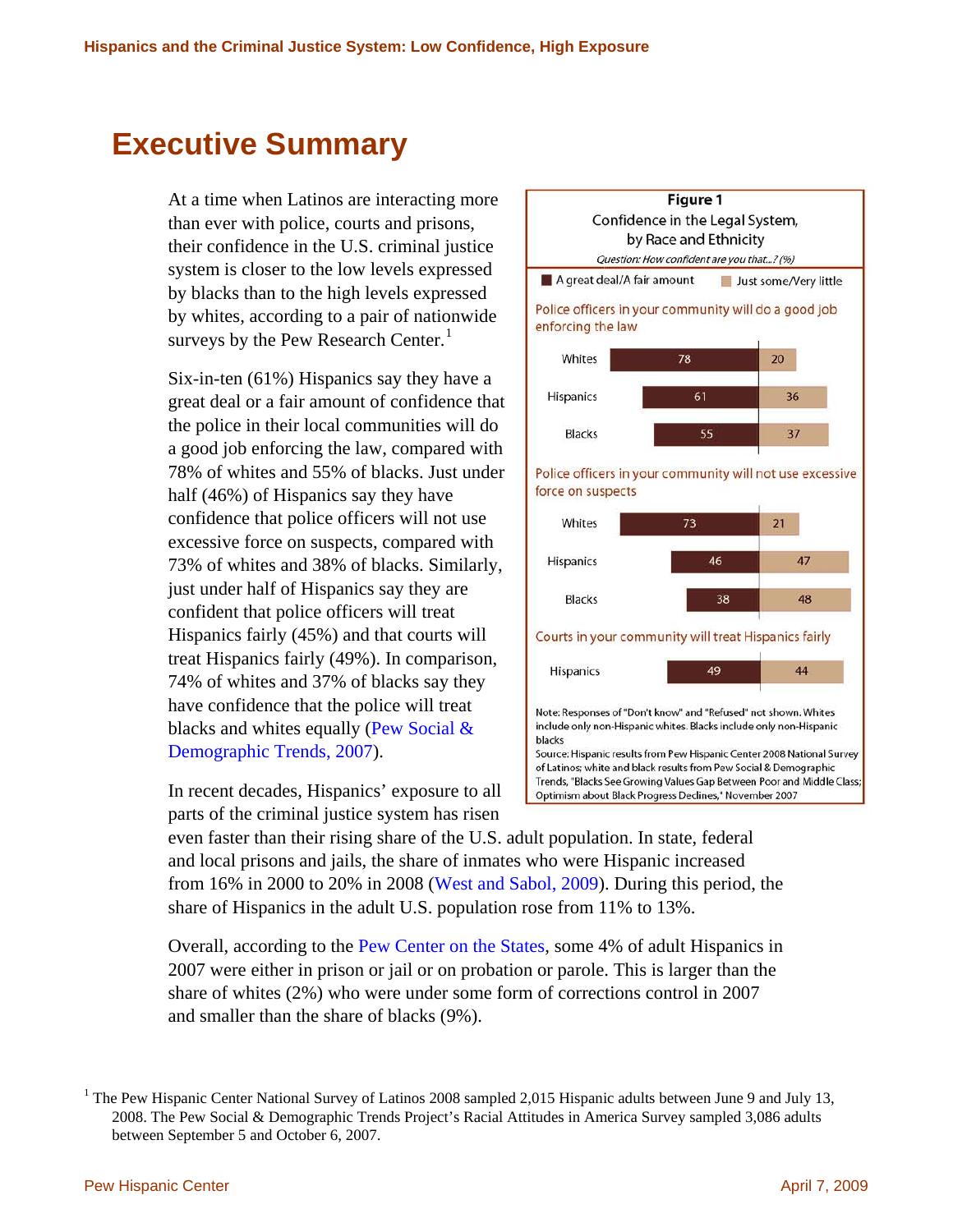# Executive Summary

At a time when Latinos are interacting more than ever with police, courts and prisons, their confidence in the U.S. criminal justice system is closer to the low levels expressed by blacks than to the high levels expressed by whites, according to a pair of nationwide surveys by the Pew Research Center.[1]

Six-in-ten (61%) Hispanics say they have a great deal or a fair amount of confidence that the police in their local communities will do a good job enforcing the law, compared with 78% of whites and 55% of blacks. Just under half (46%) of Hispanics say they have confidence that police officers will not use excessive force on suspects, compared with 73% of whites and 38% of blacks. Similarly, just under half of Hispanics say they are confident that police officers will treat Hispanics fairly (45%) and that courts will treat Hispanics fairly (49%). In comparison, 74% of whites and 37% of blacks say they have confidence that the police will treat blacks and whites equally (Pew Social & Demographic Trends, 2007).

**Figure 1**
Confidence in the Legal System, by Race and Ethnicity
*Question: How confident are you that...? (%)*

| | A great deal/A fair amount | Just some/Very little |
|---|---|---|
| **Police officers in your community will do a good job enforcing the law** | | |
| Whites | 78 | 20 |
| Hispanics | 61 | 36 |
| Blacks | 55 | 37 |
| **Police officers in your community will not use excessive force on suspects** | | |
| Whites | 73 | 21 |
| Hispanics | 46 | 47 |
| Blacks | 38 | 48 |
| **Courts in your community will treat Hispanics fairly** | | |
| Hispanics | 49 | 44 |

Note: Responses of "Don't know" and "Refused" not shown. Whites include only non-Hispanic whites. Blacks include only non-Hispanic blacks

Source: Hispanic results from Pew Hispanic Center 2008 National Survey of Latinos; white and black results from Pew Social & Demographic Trends, "Blacks See Growing Values Gap Between Poor and Middle Class; Optimism about Black Progress Declines," November 2007

In recent decades, Hispanics' exposure to all parts of the criminal justice system has risen even faster than their rising share of the U.S. adult population. In state, federal and local prisons and jails, the share of inmates who were Hispanic increased from 16% in 2000 to 20% in 2008 (West and Sabol, 2009). During this period, the share of Hispanics in the adult U.S. population rose from 11% to 13%.

Overall, according to the Pew Center on the States, some 4% of adult Hispanics in 2007 were either in prison or jail or on probation or parole. This is larger than the share of whites (2%) who were under some form of corrections control in 2007 and smaller than the share of blacks (9%).

[1] The Pew Hispanic Center National Survey of Latinos 2008 sampled 2,015 Hispanic adults between June 9 and July 13, 2008. The Pew Social & Demographic Trends Project's Racial Attitudes in America Survey sampled 3,086 adults between September 5 and October 6, 2007.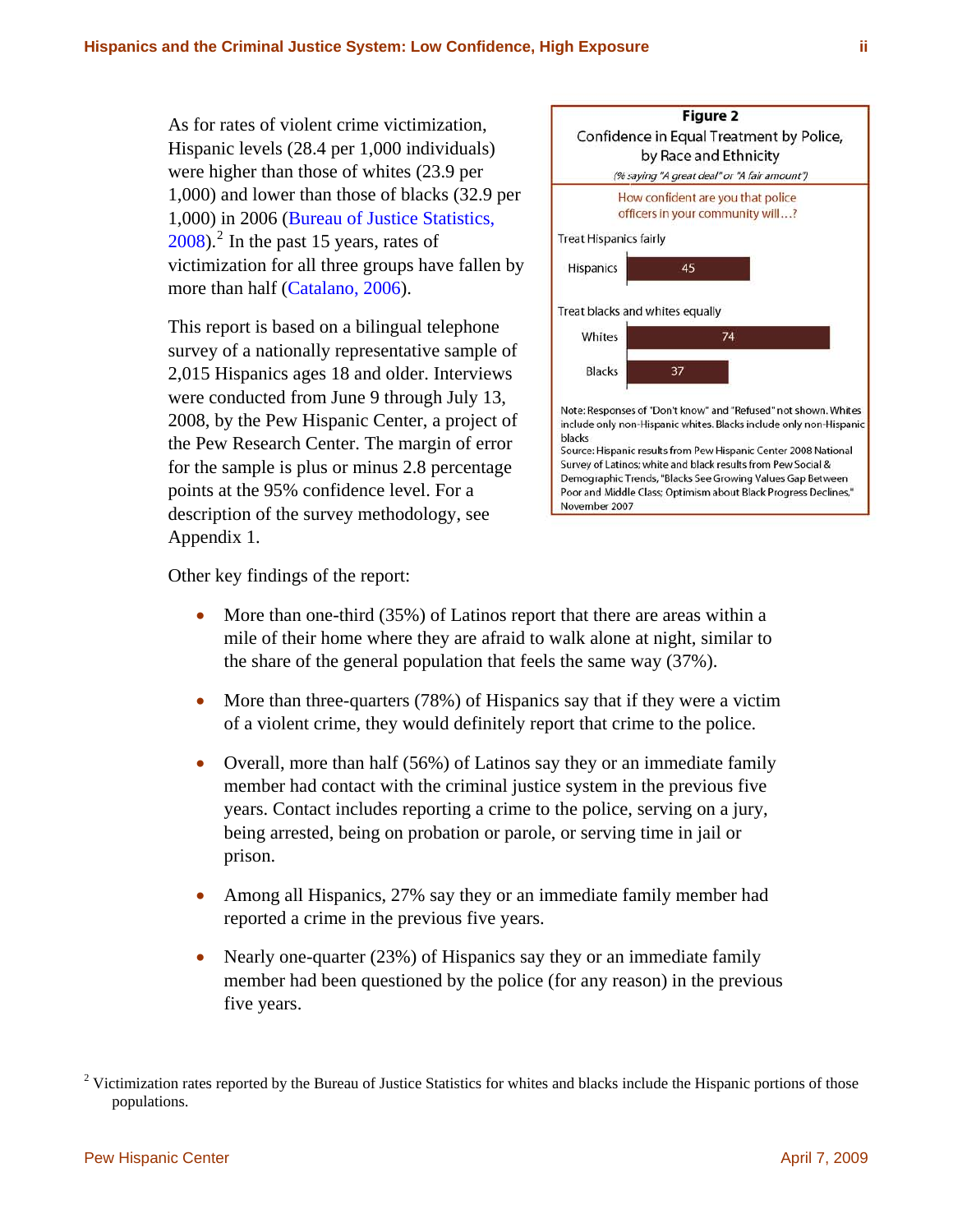As for rates of violent crime victimization, Hispanic levels (28.4 per 1,000 individuals) were higher than those of whites (23.9 per 1,000) and lower than those of blacks (32.9 per 1,000) in 2006 (Bureau of Justice Statistics, 2008).[2] In the past 15 years, rates of victimization for all three groups have fallen by more than half (Catalano, 2006).

**Figure 2**

Confidence in Equal Treatment by Police, by Race and Ethnicity

*(% saying "A great deal" or "A fair amount")*

How confident are you that police officers in your community will…?

| | % |
|---|---|
| **Treat Hispanics fairly** | |
| Hispanics | 45 |
| **Treat blacks and whites equally** | |
| Whites | 74 |
| Blacks | 37 |

Note: Responses of "Don't know" and "Refused" not shown. Whites include only non-Hispanic whites. Blacks include only non-Hispanic blacks

Source: Hispanic results from Pew Hispanic Center 2008 National Survey of Latinos; white and black results from Pew Social & Demographic Trends, "Blacks See Growing Values Gap Between Poor and Middle Class; Optimism about Black Progress Declines," November 2007

This report is based on a bilingual telephone survey of a nationally representative sample of 2,015 Hispanics ages 18 and older. Interviews were conducted from June 9 through July 13, 2008, by the Pew Hispanic Center, a project of the Pew Research Center. The margin of error for the sample is plus or minus 2.8 percentage points at the 95% confidence level. For a description of the survey methodology, see Appendix 1.

Other key findings of the report:

- More than one-third (35%) of Latinos report that there are areas within a mile of their home where they are afraid to walk alone at night, similar to the share of the general population that feels the same way (37%).
- More than three-quarters (78%) of Hispanics say that if they were a victim of a violent crime, they would definitely report that crime to the police.
- Overall, more than half (56%) of Latinos say they or an immediate family member had contact with the criminal justice system in the previous five years. Contact includes reporting a crime to the police, serving on a jury, being arrested, being on probation or parole, or serving time in jail or prison.
- Among all Hispanics, 27% say they or an immediate family member had reported a crime in the previous five years.
- Nearly one-quarter (23%) of Hispanics say they or an immediate family member had been questioned by the police (for any reason) in the previous five years.

[2] Victimization rates reported by the Bureau of Justice Statistics for whites and blacks include the Hispanic portions of those populations.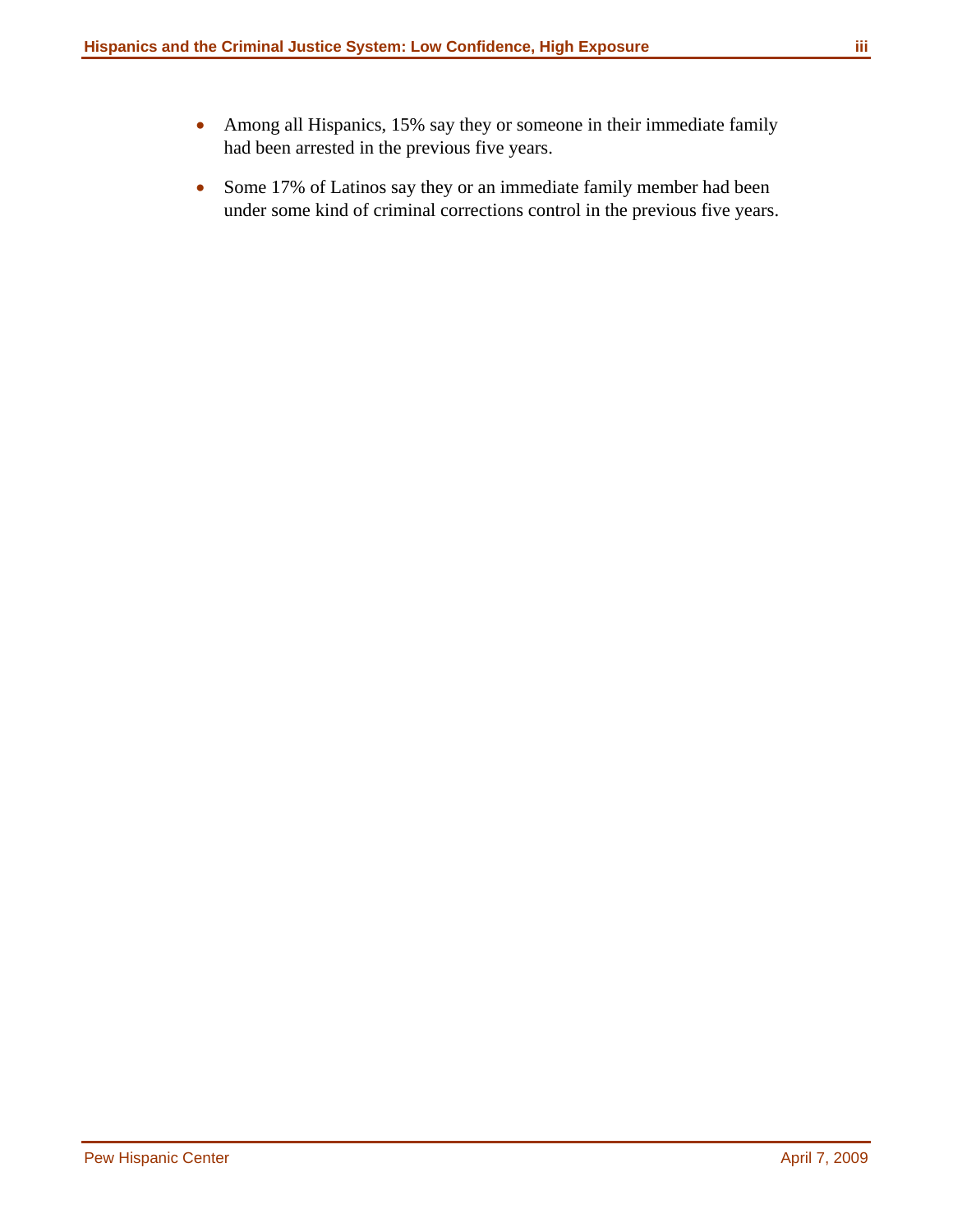- Among all Hispanics, 15% say they or someone in their immediate family had been arrested in the previous five years.
- Some 17% of Latinos say they or an immediate family member had been under some kind of criminal corrections control in the previous five years.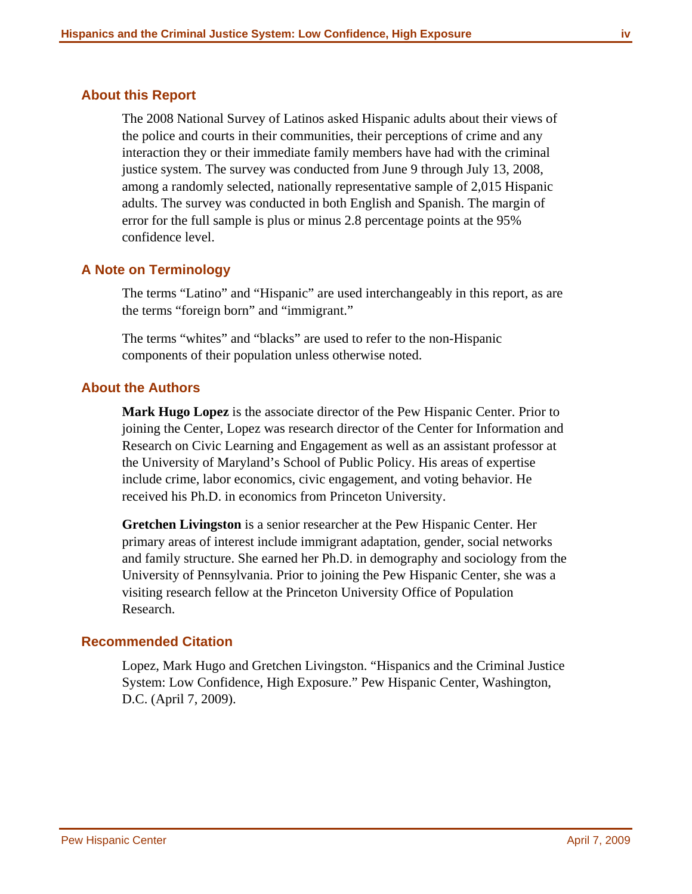## About this Report

The 2008 National Survey of Latinos asked Hispanic adults about their views of the police and courts in their communities, their perceptions of crime and any interaction they or their immediate family members have had with the criminal justice system. The survey was conducted from June 9 through July 13, 2008, among a randomly selected, nationally representative sample of 2,015 Hispanic adults. The survey was conducted in both English and Spanish. The margin of error for the full sample is plus or minus 2.8 percentage points at the 95% confidence level.

## A Note on Terminology

The terms "Latino" and "Hispanic" are used interchangeably in this report, as are the terms "foreign born" and "immigrant."

The terms "whites" and "blacks" are used to refer to the non-Hispanic components of their population unless otherwise noted.

## About the Authors

**Mark Hugo Lopez** is the associate director of the Pew Hispanic Center. Prior to joining the Center, Lopez was research director of the Center for Information and Research on Civic Learning and Engagement as well as an assistant professor at the University of Maryland's School of Public Policy. His areas of expertise include crime, labor economics, civic engagement, and voting behavior. He received his Ph.D. in economics from Princeton University.

**Gretchen Livingston** is a senior researcher at the Pew Hispanic Center. Her primary areas of interest include immigrant adaptation, gender, social networks and family structure. She earned her Ph.D. in demography and sociology from the University of Pennsylvania. Prior to joining the Pew Hispanic Center, she was a visiting research fellow at the Princeton University Office of Population Research.

## Recommended Citation

Lopez, Mark Hugo and Gretchen Livingston. "Hispanics and the Criminal Justice System: Low Confidence, High Exposure." Pew Hispanic Center, Washington, D.C. (April 7, 2009).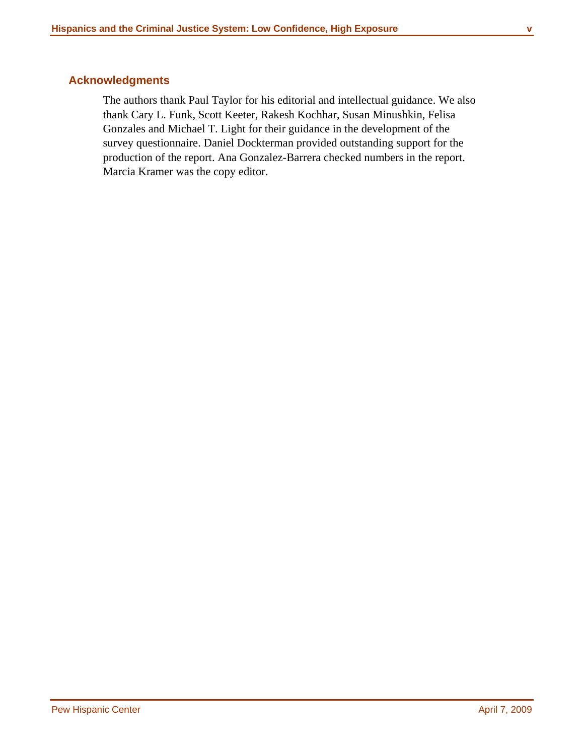## Acknowledgments

The authors thank Paul Taylor for his editorial and intellectual guidance. We also thank Cary L. Funk, Scott Keeter, Rakesh Kochhar, Susan Minushkin, Felisa Gonzales and Michael T. Light for their guidance in the development of the survey questionnaire. Daniel Dockterman provided outstanding support for the production of the report. Ana Gonzalez-Barrera checked numbers in the report. Marcia Kramer was the copy editor.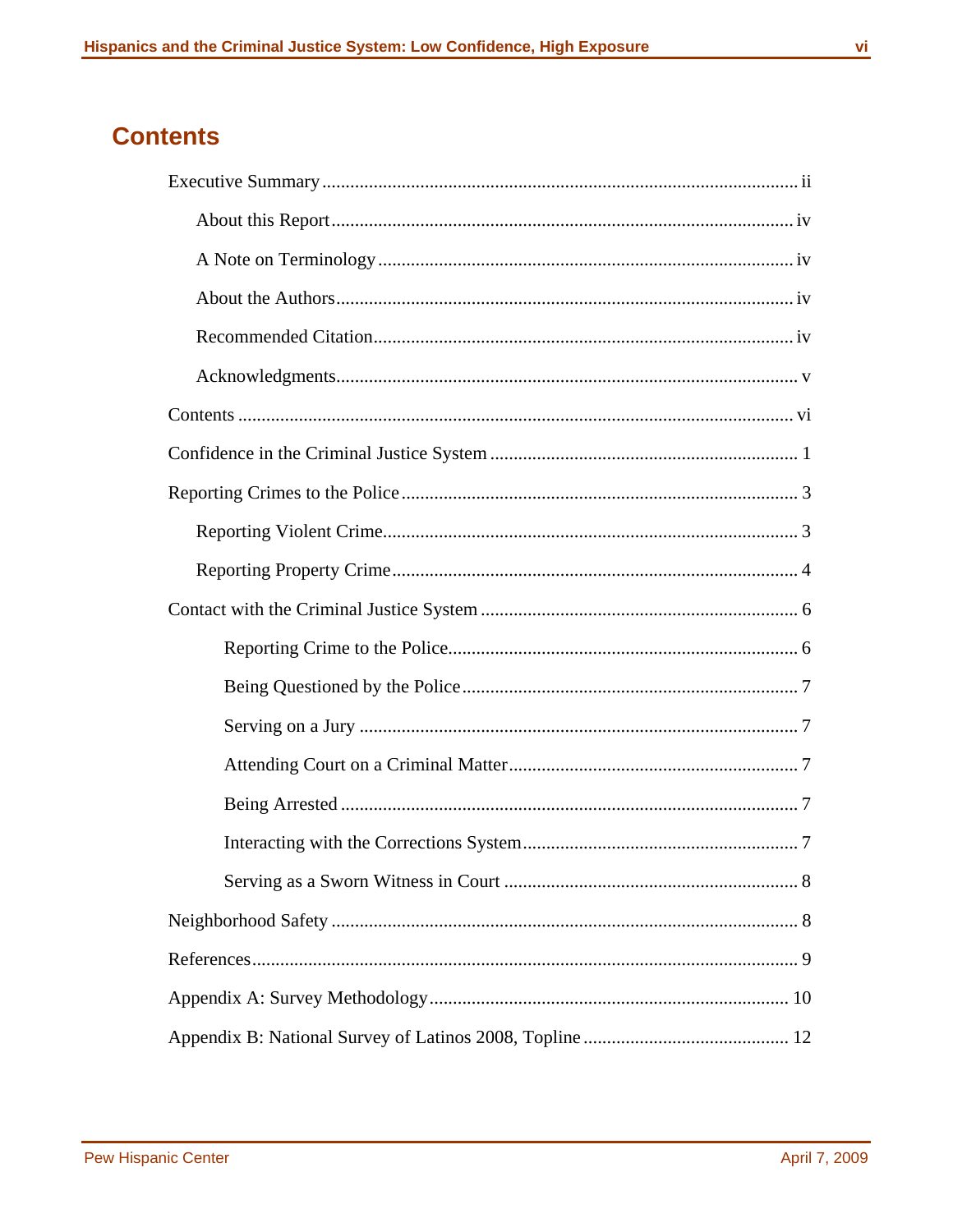# Contents

Executive Summary ........................................................................................ ii

- About this Report ........................................................................................ iv
- A Note on Terminology ................................................................................ iv
- About the Authors ....................................................................................... iv
- Recommended Citation ................................................................................ iv
- Acknowledgments ........................................................................................ v

Contents ........................................................................................................ vi

Confidence in the Criminal Justice System ..................................................... 1

Reporting Crimes to the Police ....................................................................... 3

- Reporting Violent Crime ................................................................................ 3
- Reporting Property Crime .............................................................................. 4

Contact with the Criminal Justice System ....................................................... 6

- Reporting Crime to the Police ............................................................ 6
- Being Questioned by the Police .......................................................... 7
- Serving on a Jury ............................................................................... 7
- Attending Court on a Criminal Matter ................................................. 7
- Being Arrested ................................................................................... 7
- Interacting with the Corrections System ............................................. 7
- Serving as a Sworn Witness in Court .................................................. 8

Neighborhood Safety ..................................................................................... 8

References ..................................................................................................... 9

Appendix A: Survey Methodology ................................................................. 10

Appendix B: National Survey of Latinos 2008, Topline ................................. 12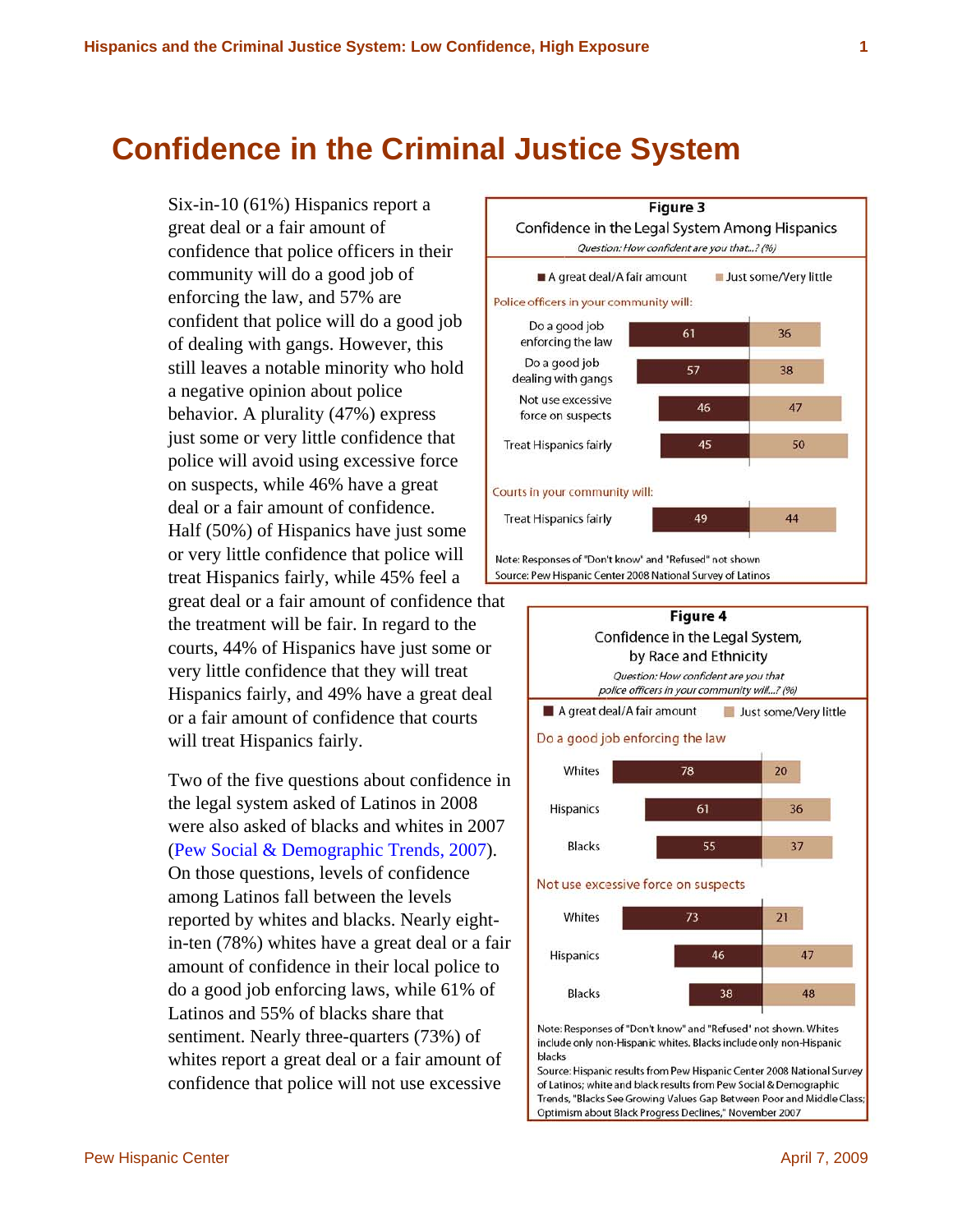# Confidence in the Criminal Justice System

Six-in-10 (61%) Hispanics report a great deal or a fair amount of confidence that police officers in their community will do a good job of enforcing the law, and 57% are confident that police will do a good job of dealing with gangs. However, this still leaves a notable minority who hold a negative opinion about police behavior. A plurality (47%) express just some or very little confidence that police will avoid using excessive force on suspects, while 46% have a great deal or a fair amount of confidence. Half (50%) of Hispanics have just some or very little confidence that police will treat Hispanics fairly, while 45% feel a great deal or a fair amount of confidence that the treatment will be fair. In regard to the courts, 44% of Hispanics have just some or very little confidence that they will treat Hispanics fairly, and 49% have a great deal or a fair amount of confidence that courts will treat Hispanics fairly.

Two of the five questions about confidence in the legal system asked of Latinos in 2008 were also asked of blacks and whites in 2007 (Pew Social & Demographic Trends, 2007). On those questions, levels of confidence among Latinos fall between the levels reported by whites and blacks. Nearly eight-in-ten (78%) whites have a great deal or a fair amount of confidence in their local police to do a good job enforcing laws, while 61% of Latinos and 55% of blacks share that sentiment. Nearly three-quarters (73%) of whites report a great deal or a fair amount of confidence that police will not use excessive

**Figure 3**
Confidence in the Legal System Among Hispanics
*Question: How confident are you that...? (%)*

| | A great deal/A fair amount | Just some/Very little |
|---|---|---|
| **Police officers in your community will:** | | |
| Do a good job enforcing the law | 61 | 36 |
| Do a good job dealing with gangs | 57 | 38 |
| Not use excessive force on suspects | 46 | 47 |
| Treat Hispanics fairly | 45 | 50 |
| **Courts in your community will:** | | |
| Treat Hispanics fairly | 49 | 44 |

Note: Responses of "Don't know" and "Refused" not shown
Source: Pew Hispanic Center 2008 National Survey of Latinos

**Figure 4**
Confidence in the Legal System, by Race and Ethnicity
*Question: How confident are you that police officers in your community will...? (%)*

| | A great deal/A fair amount | Just some/Very little |
|---|---|---|
| **Do a good job enforcing the law** | | |
| Whites | 78 | 20 |
| Hispanics | 61 | 36 |
| Blacks | 55 | 37 |
| **Not use excessive force on suspects** | | |
| Whites | 73 | 21 |
| Hispanics | 46 | 47 |
| Blacks | 38 | 48 |

Note: Responses of "Don't know" and "Refused" not shown. Whites include only non-Hispanic whites. Blacks include only non-Hispanic blacks
Source: Hispanic results from Pew Hispanic Center 2008 National Survey of Latinos; white and black results from Pew Social & Demographic Trends, "Blacks See Growing Values Gap Between Poor and Middle Class; Optimism about Black Progress Declines," November 2007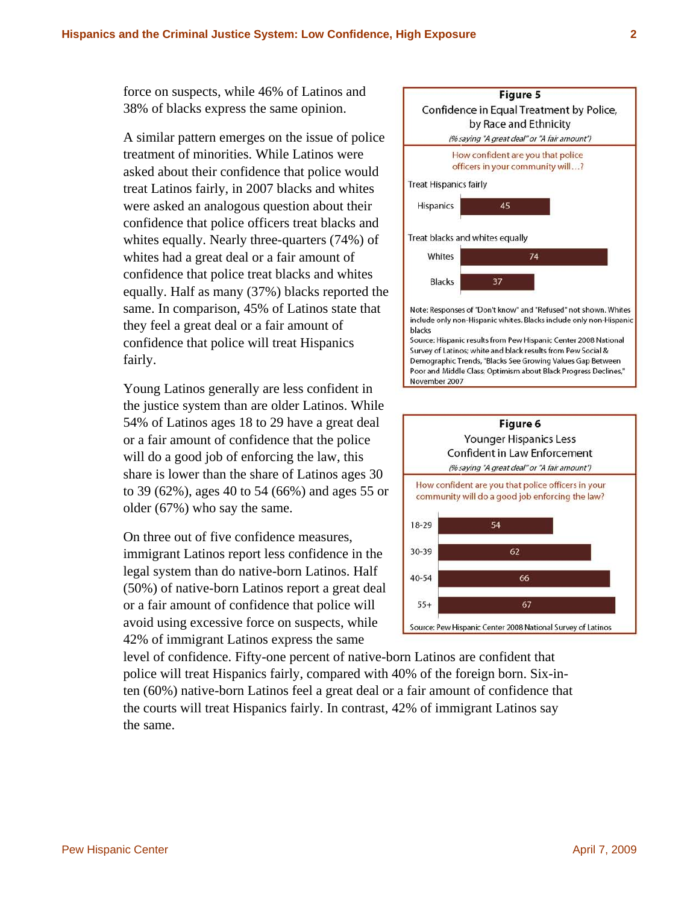force on suspects, while 46% of Latinos and 38% of blacks express the same opinion.

A similar pattern emerges on the issue of police treatment of minorities. While Latinos were asked about their confidence that police would treat Latinos fairly, in 2007 blacks and whites were asked an analogous question about their confidence that police officers treat blacks and whites equally. Nearly three-quarters (74%) of whites had a great deal or a fair amount of confidence that police treat blacks and whites equally. Half as many (37%) blacks reported the same. In comparison, 45% of Latinos state that they feel a great deal or a fair amount of confidence that police will treat Hispanics fairly.

**Figure 5**
Confidence in Equal Treatment by Police, by Race and Ethnicity
*(% saying "A great deal" or "A fair amount")*

How confident are you that police officers in your community will…?

| | % |
|---|---|
| **Treat Hispanics fairly** | |
| Hispanics | 45 |
| **Treat blacks and whites equally** | |
| Whites | 74 |
| Blacks | 37 |

Note: Responses of "Don't know" and "Refused" not shown. Whites include only non-Hispanic whites. Blacks include only non-Hispanic blacks
Source: Hispanic results from Pew Hispanic Center 2008 National Survey of Latinos; white and black results from Pew Social & Demographic Trends, "Blacks See Growing Values Gap Between Poor and Middle Class; Optimism about Black Progress Declines," November 2007

Young Latinos generally are less confident in the justice system than are older Latinos. While 54% of Latinos ages 18 to 29 have a great deal or a fair amount of confidence that the police will do a good job of enforcing the law, this share is lower than the share of Latinos ages 30 to 39 (62%), ages 40 to 54 (66%) and ages 55 or older (67%) who say the same.

**Figure 6**
Younger Hispanics Less Confident in Law Enforcement
*(% saying "A great deal" or "A fair amount")*

How confident are you that police officers in your community will do a good job enforcing the law?

| Age | % |
|---|---|
| 18-29 | 54 |
| 30-39 | 62 |
| 40-54 | 66 |
| 55+ | 67 |

Source: Pew Hispanic Center 2008 National Survey of Latinos

On three out of five confidence measures, immigrant Latinos report less confidence in the legal system than do native-born Latinos. Half (50%) of native-born Latinos report a great deal or a fair amount of confidence that police will avoid using excessive force on suspects, while 42% of immigrant Latinos express the same level of confidence. Fifty-one percent of native-born Latinos are confident that police will treat Hispanics fairly, compared with 40% of the foreign born. Six-in-ten (60%) native-born Latinos feel a great deal or a fair amount of confidence that the courts will treat Hispanics fairly. In contrast, 42% of immigrant Latinos say the same.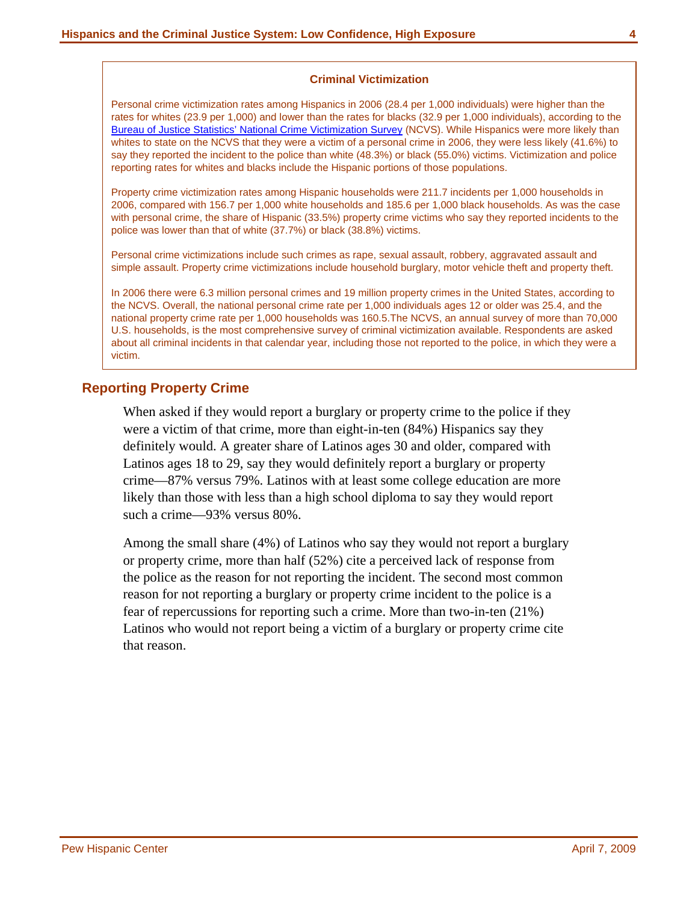### Criminal Victimization

Personal crime victimization rates among Hispanics in 2006 (28.4 per 1,000 individuals) were higher than the rates for whites (23.9 per 1,000) and lower than the rates for blacks (32.9 per 1,000 individuals), according to the Bureau of Justice Statistics' National Crime Victimization Survey (NCVS). While Hispanics were more likely than whites to state on the NCVS that they were a victim of a personal crime in 2006, they were less likely (41.6%) to say they reported the incident to the police than white (48.3%) or black (55.0%) victims. Victimization and police reporting rates for whites and blacks include the Hispanic portions of those populations.

Property crime victimization rates among Hispanic households were 211.7 incidents per 1,000 households in 2006, compared with 156.7 per 1,000 white households and 185.6 per 1,000 black households. As was the case with personal crime, the share of Hispanic (33.5%) property crime victims who say they reported incidents to the police was lower than that of white (37.7%) or black (38.8%) victims.

Personal crime victimizations include such crimes as rape, sexual assault, robbery, aggravated assault and simple assault. Property crime victimizations include household burglary, motor vehicle theft and property theft.

In 2006 there were 6.3 million personal crimes and 19 million property crimes in the United States, according to the NCVS. Overall, the national personal crime rate per 1,000 individuals ages 12 or older was 25.4, and the national property crime rate per 1,000 households was 160.5.The NCVS, an annual survey of more than 70,000 U.S. households, is the most comprehensive survey of criminal victimization available. Respondents are asked about all criminal incidents in that calendar year, including those not reported to the police, in which they were a victim.

## Reporting Property Crime

When asked if they would report a burglary or property crime to the police if they were a victim of that crime, more than eight-in-ten (84%) Hispanics say they definitely would. A greater share of Latinos ages 30 and older, compared with Latinos ages 18 to 29, say they would definitely report a burglary or property crime—87% versus 79%. Latinos with at least some college education are more likely than those with less than a high school diploma to say they would report such a crime—93% versus 80%.

Among the small share (4%) of Latinos who say they would not report a burglary or property crime, more than half (52%) cite a perceived lack of response from the police as the reason for not reporting the incident. The second most common reason for not reporting a burglary or property crime incident to the police is a fear of repercussions for reporting such a crime. More than two-in-ten (21%) Latinos who would not report being a victim of a burglary or property crime cite that reason.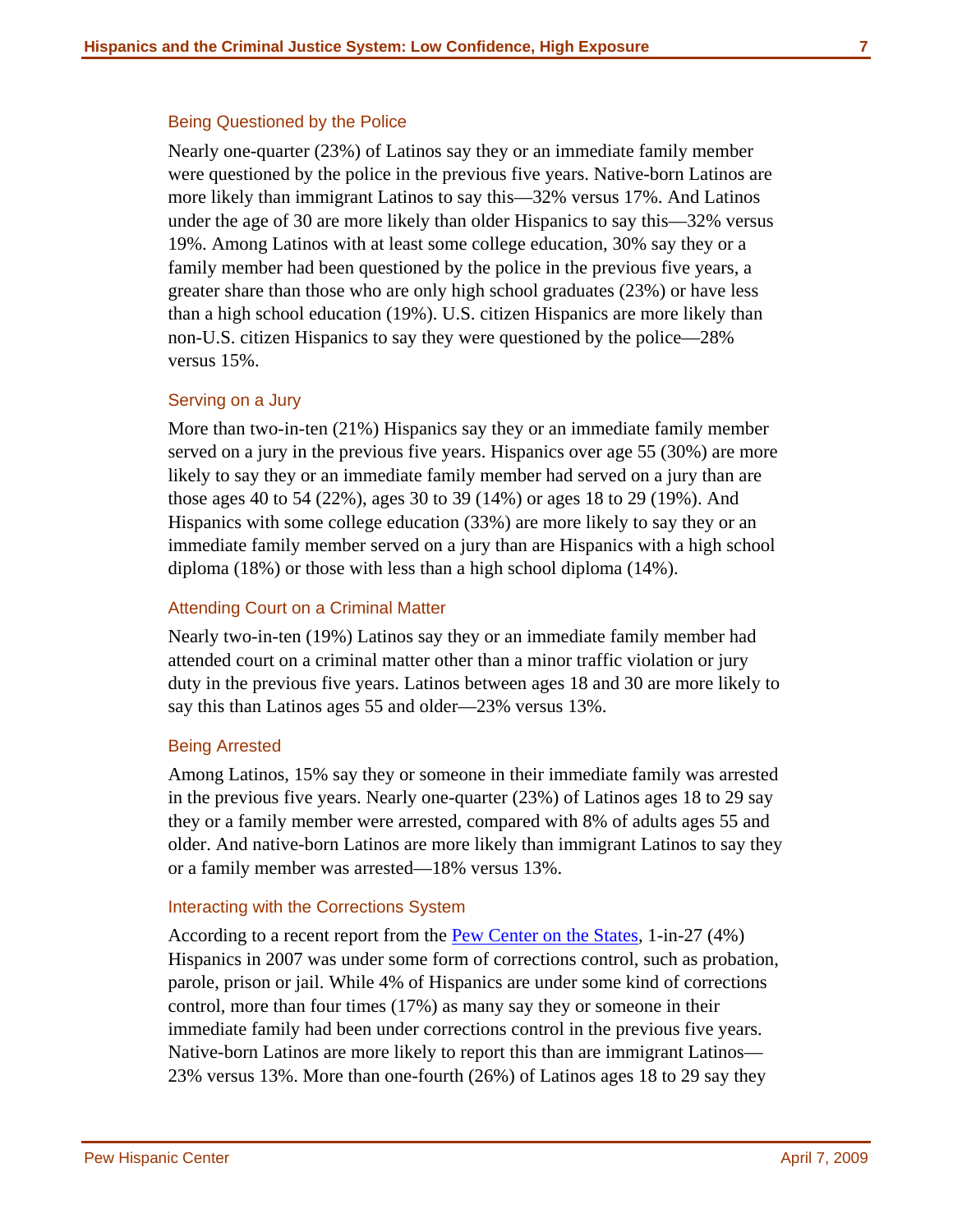### Being Questioned by the Police

Nearly one-quarter (23%) of Latinos say they or an immediate family member were questioned by the police in the previous five years. Native-born Latinos are more likely than immigrant Latinos to say this—32% versus 17%. And Latinos under the age of 30 are more likely than older Hispanics to say this—32% versus 19%. Among Latinos with at least some college education, 30% say they or a family member had been questioned by the police in the previous five years, a greater share than those who are only high school graduates (23%) or have less than a high school education (19%). U.S. citizen Hispanics are more likely than non-U.S. citizen Hispanics to say they were questioned by the police—28% versus 15%.

### Serving on a Jury

More than two-in-ten (21%) Hispanics say they or an immediate family member served on a jury in the previous five years. Hispanics over age 55 (30%) are more likely to say they or an immediate family member had served on a jury than are those ages 40 to 54 (22%), ages 30 to 39 (14%) or ages 18 to 29 (19%). And Hispanics with some college education (33%) are more likely to say they or an immediate family member served on a jury than are Hispanics with a high school diploma (18%) or those with less than a high school diploma (14%).

### Attending Court on a Criminal Matter

Nearly two-in-ten (19%) Latinos say they or an immediate family member had attended court on a criminal matter other than a minor traffic violation or jury duty in the previous five years. Latinos between ages 18 and 30 are more likely to say this than Latinos ages 55 and older—23% versus 13%.

### Being Arrested

Among Latinos, 15% say they or someone in their immediate family was arrested in the previous five years. Nearly one-quarter (23%) of Latinos ages 18 to 29 say they or a family member were arrested, compared with 8% of adults ages 55 and older. And native-born Latinos are more likely than immigrant Latinos to say they or a family member was arrested—18% versus 13%.

### Interacting with the Corrections System

According to a recent report from the Pew Center on the States, 1-in-27 (4%) Hispanics in 2007 was under some form of corrections control, such as probation, parole, prison or jail. While 4% of Hispanics are under some kind of corrections control, more than four times (17%) as many say they or someone in their immediate family had been under corrections control in the previous five years. Native-born Latinos are more likely to report this than are immigrant Latinos—23% versus 13%. More than one-fourth (26%) of Latinos ages 18 to 29 say they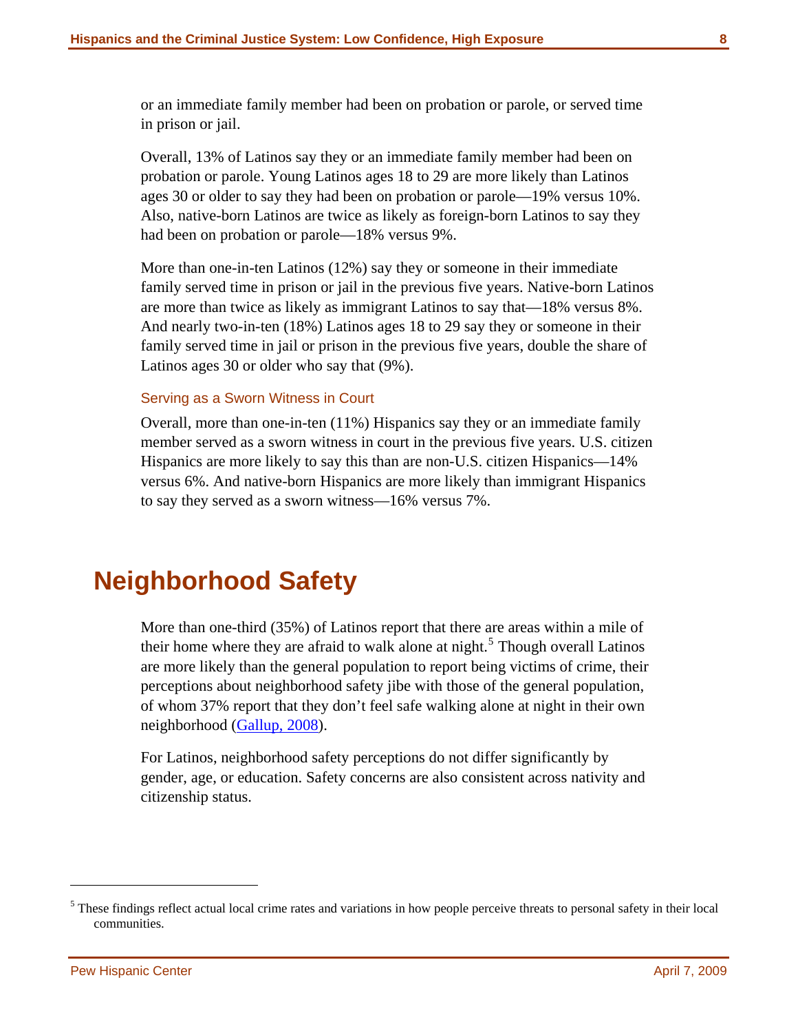or an immediate family member had been on probation or parole, or served time in prison or jail.

Overall, 13% of Latinos say they or an immediate family member had been on probation or parole. Young Latinos ages 18 to 29 are more likely than Latinos ages 30 or older to say they had been on probation or parole—19% versus 10%. Also, native-born Latinos are twice as likely as foreign-born Latinos to say they had been on probation or parole—18% versus 9%.

More than one-in-ten Latinos (12%) say they or someone in their immediate family served time in prison or jail in the previous five years. Native-born Latinos are more than twice as likely as immigrant Latinos to say that—18% versus 8%. And nearly two-in-ten (18%) Latinos ages 18 to 29 say they or someone in their family served time in jail or prison in the previous five years, double the share of Latinos ages 30 or older who say that (9%).

### Serving as a Sworn Witness in Court

Overall, more than one-in-ten (11%) Hispanics say they or an immediate family member served as a sworn witness in court in the previous five years. U.S. citizen Hispanics are more likely to say this than are non-U.S. citizen Hispanics—14% versus 6%. And native-born Hispanics are more likely than immigrant Hispanics to say they served as a sworn witness—16% versus 7%.

## Neighborhood Safety

More than one-third (35%) of Latinos report that there are areas within a mile of their home where they are afraid to walk alone at night.[5] Though overall Latinos are more likely than the general population to report being victims of crime, their perceptions about neighborhood safety jibe with those of the general population, of whom 37% report that they don't feel safe walking alone at night in their own neighborhood (Gallup, 2008).

For Latinos, neighborhood safety perceptions do not differ significantly by gender, age, or education. Safety concerns are also consistent across nativity and citizenship status.

---

[5] These findings reflect actual local crime rates and variations in how people perceive threats to personal safety in their local communities.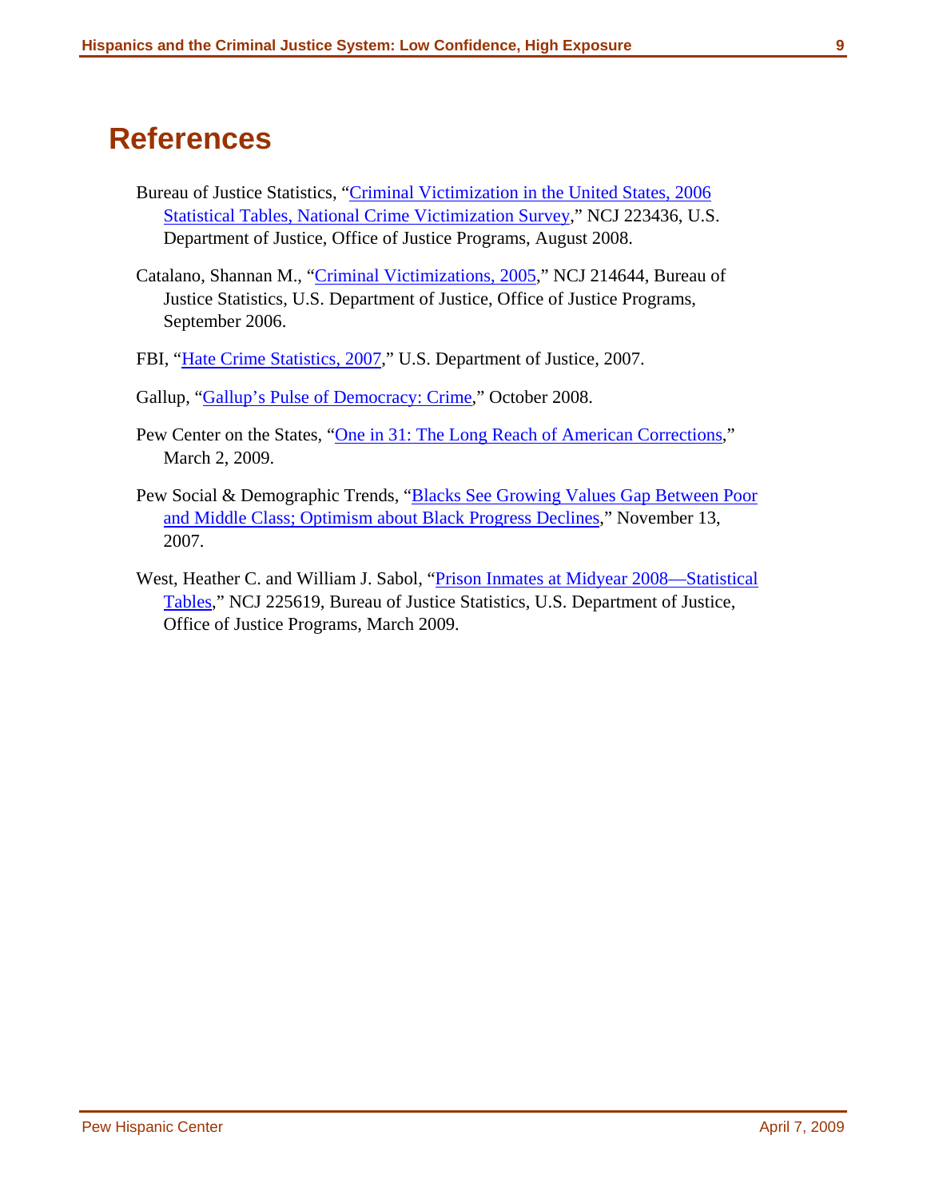# References

Bureau of Justice Statistics, "Criminal Victimization in the United States, 2006 Statistical Tables, National Crime Victimization Survey," NCJ 223436, U.S. Department of Justice, Office of Justice Programs, August 2008.

Catalano, Shannan M., "Criminal Victimizations, 2005," NCJ 214644, Bureau of Justice Statistics, U.S. Department of Justice, Office of Justice Programs, September 2006.

FBI, "Hate Crime Statistics, 2007," U.S. Department of Justice, 2007.

Gallup, "Gallup's Pulse of Democracy: Crime," October 2008.

Pew Center on the States, "One in 31: The Long Reach of American Corrections," March 2, 2009.

Pew Social & Demographic Trends, "Blacks See Growing Values Gap Between Poor and Middle Class; Optimism about Black Progress Declines," November 13, 2007.

West, Heather C. and William J. Sabol, "Prison Inmates at Midyear 2008—Statistical Tables," NCJ 225619, Bureau of Justice Statistics, U.S. Department of Justice, Office of Justice Programs, March 2009.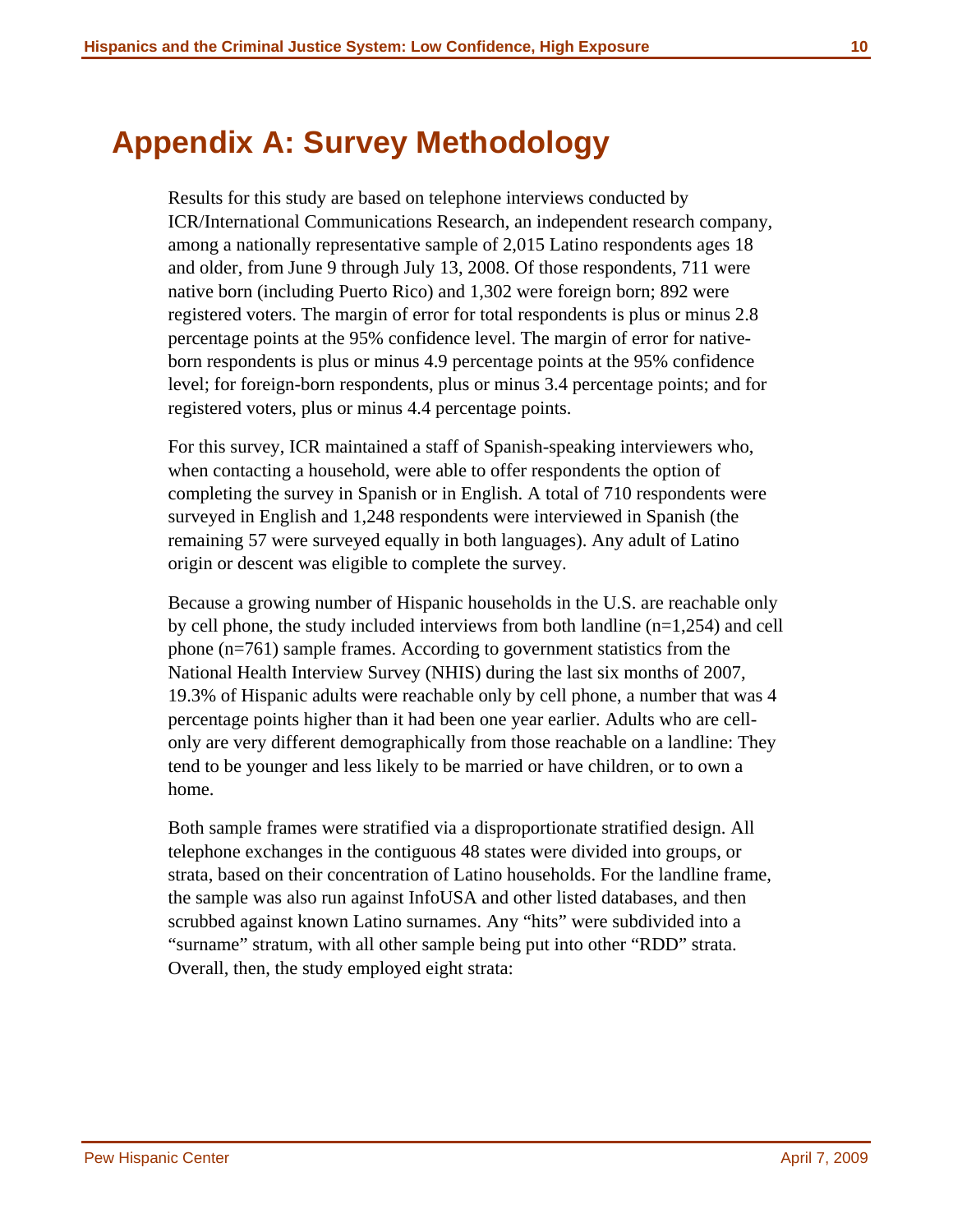# Appendix A: Survey Methodology

Results for this study are based on telephone interviews conducted by ICR/International Communications Research, an independent research company, among a nationally representative sample of 2,015 Latino respondents ages 18 and older, from June 9 through July 13, 2008. Of those respondents, 711 were native born (including Puerto Rico) and 1,302 were foreign born; 892 were registered voters. The margin of error for total respondents is plus or minus 2.8 percentage points at the 95% confidence level. The margin of error for native-born respondents is plus or minus 4.9 percentage points at the 95% confidence level; for foreign-born respondents, plus or minus 3.4 percentage points; and for registered voters, plus or minus 4.4 percentage points.

For this survey, ICR maintained a staff of Spanish-speaking interviewers who, when contacting a household, were able to offer respondents the option of completing the survey in Spanish or in English. A total of 710 respondents were surveyed in English and 1,248 respondents were interviewed in Spanish (the remaining 57 were surveyed equally in both languages). Any adult of Latino origin or descent was eligible to complete the survey.

Because a growing number of Hispanic households in the U.S. are reachable only by cell phone, the study included interviews from both landline (n=1,254) and cell phone (n=761) sample frames. According to government statistics from the National Health Interview Survey (NHIS) during the last six months of 2007, 19.3% of Hispanic adults were reachable only by cell phone, a number that was 4 percentage points higher than it had been one year earlier. Adults who are cell-only are very different demographically from those reachable on a landline: They tend to be younger and less likely to be married or have children, or to own a home.

Both sample frames were stratified via a disproportionate stratified design. All telephone exchanges in the contiguous 48 states were divided into groups, or strata, based on their concentration of Latino households. For the landline frame, the sample was also run against InfoUSA and other listed databases, and then scrubbed against known Latino surnames. Any "hits" were subdivided into a "surname" stratum, with all other sample being put into other "RDD" strata. Overall, then, the study employed eight strata: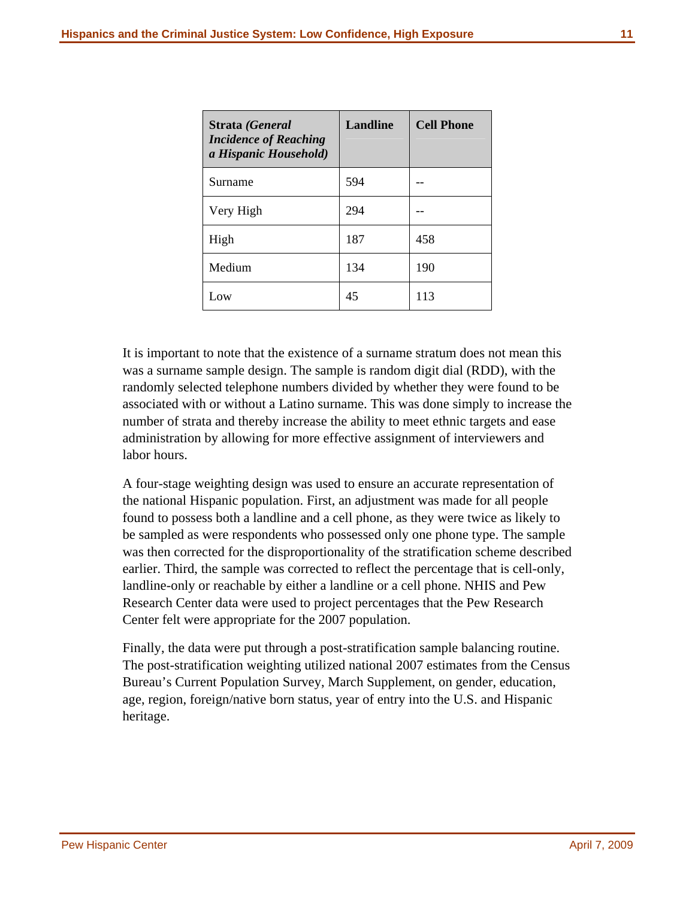| **Strata** ***(General Incidence of Reaching a Hispanic Household)*** | **Landline** | **Cell Phone** |
|---|---|---|
| Surname | 594 | -- |
| Very High | 294 | -- |
| High | 187 | 458 |
| Medium | 134 | 190 |
| Low | 45 | 113 |

It is important to note that the existence of a surname stratum does not mean this was a surname sample design. The sample is random digit dial (RDD), with the randomly selected telephone numbers divided by whether they were found to be associated with or without a Latino surname. This was done simply to increase the number of strata and thereby increase the ability to meet ethnic targets and ease administration by allowing for more effective assignment of interviewers and labor hours.

A four-stage weighting design was used to ensure an accurate representation of the national Hispanic population. First, an adjustment was made for all people found to possess both a landline and a cell phone, as they were twice as likely to be sampled as were respondents who possessed only one phone type. The sample was then corrected for the disproportionality of the stratification scheme described earlier. Third, the sample was corrected to reflect the percentage that is cell-only, landline-only or reachable by either a landline or a cell phone. NHIS and Pew Research Center data were used to project percentages that the Pew Research Center felt were appropriate for the 2007 population.

Finally, the data were put through a post-stratification sample balancing routine. The post-stratification weighting utilized national 2007 estimates from the Census Bureau's Current Population Survey, March Supplement, on gender, education, age, region, foreign/native born status, year of entry into the U.S. and Hispanic heritage.